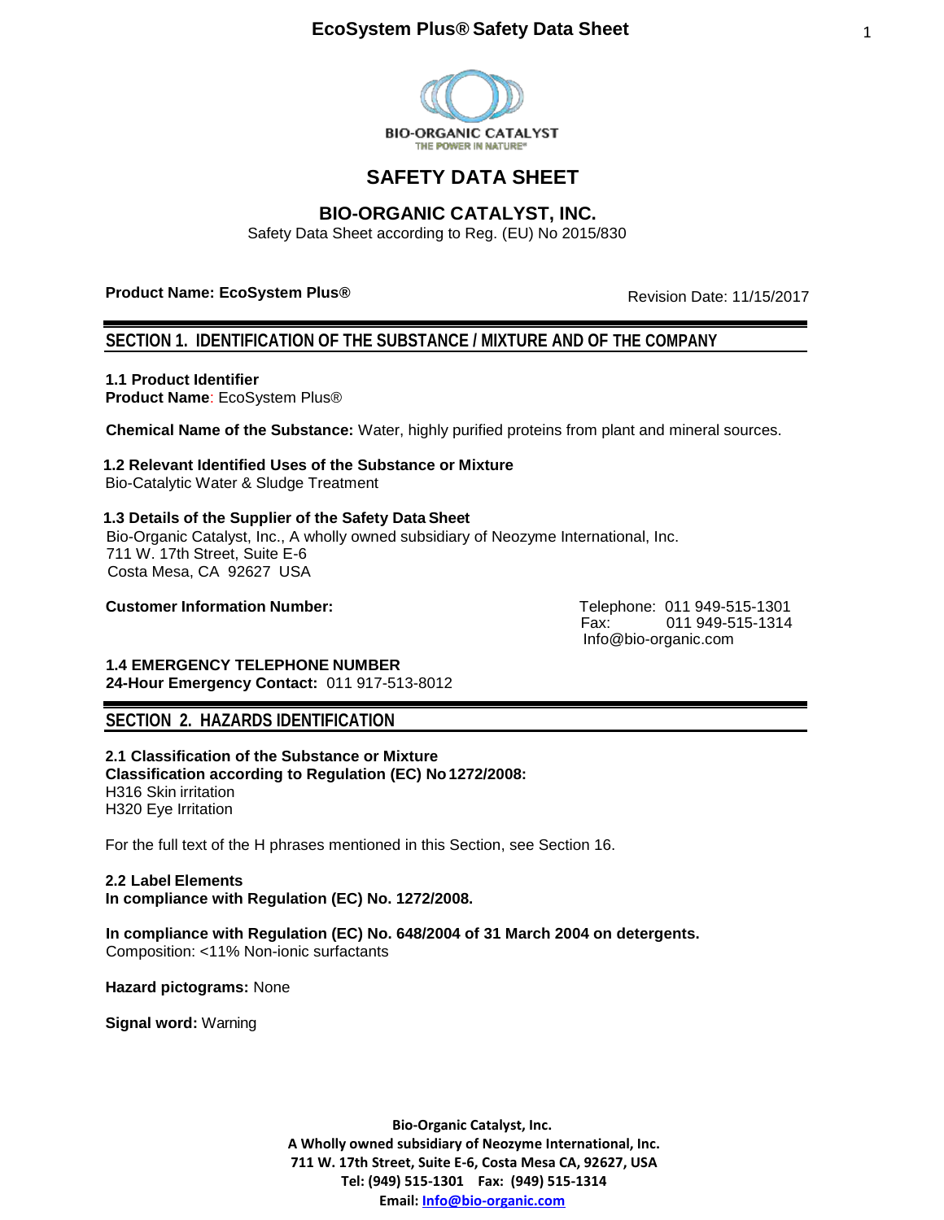BIO-ORGANIC CATALYST
THE POWER IN NATURE®

# SAFETY DATA SHEET

## BIO-ORGANIC CATALYST, INC.

Safety Data Sheet according to Reg. (EU) No 2015/830

**Product Name: EcoSystem Plus®**

Revision Date: 11/15/2017

## SECTION 1. IDENTIFICATION OF THE SUBSTANCE / MIXTURE AND OF THE COMPANY

**1.1 Product Identifier**
**Product Name**: EcoSystem Plus®

**Chemical Name of the Substance:** Water, highly purified proteins from plant and mineral sources.

**1.2 Relevant Identified Uses of the Substance or Mixture**
Bio-Catalytic Water & Sludge Treatment

**1.3 Details of the Supplier of the Safety Data Sheet**
Bio-Organic Catalyst, Inc., A wholly owned subsidiary of Neozyme International, Inc.
711 W. 17th Street, Suite E-6
Costa Mesa, CA 92627 USA

**Customer Information Number:**

Telephone: 011 949-515-1301
Fax: 011 949-515-1314
Info@bio-organic.com

**1.4 EMERGENCY TELEPHONE NUMBER**
**24-Hour Emergency Contact:** 011 917-513-8012

## SECTION 2. HAZARDS IDENTIFICATION

**2.1 Classification of the Substance or Mixture**
**Classification according to Regulation (EC) No 1272/2008:**
H316 Skin irritation
H320 Eye Irritation

For the full text of the H phrases mentioned in this Section, see Section 16.

**2.2 Label Elements**
**In compliance with Regulation (EC) No. 1272/2008.**

**In compliance with Regulation (EC) No. 648/2004 of 31 March 2004 on detergents.**
Composition: <11% Non-ionic surfactants

**Hazard pictograms:** None

**Signal word:** Warning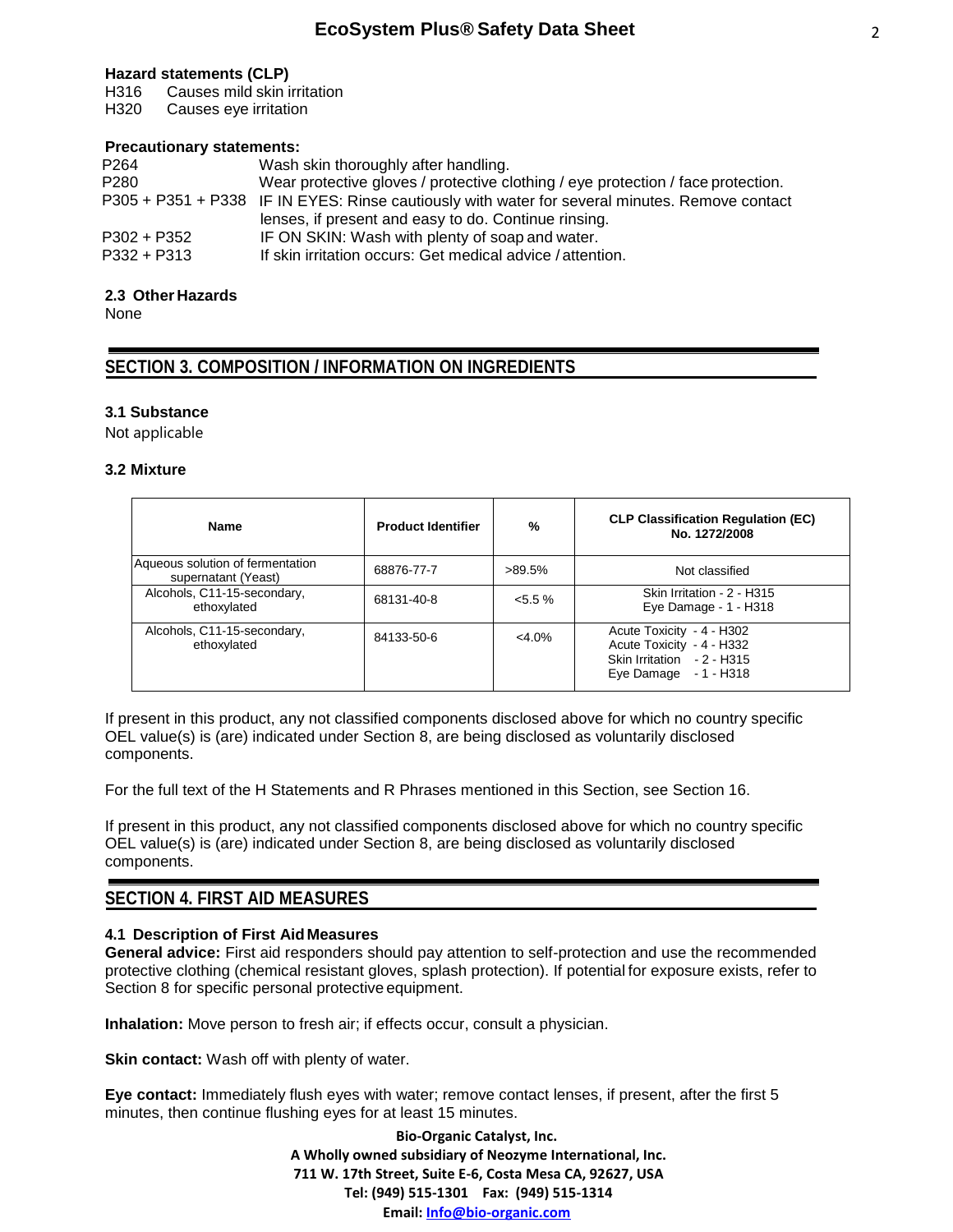**Hazard statements (CLP)**

H316 Causes mild skin irritation
H320 Causes eye irritation

**Precautionary statements:**

| | |
|---|---|
| P264 | Wash skin thoroughly after handling. |
| P280 | Wear protective gloves / protective clothing / eye protection / face protection. |
| P305 + P351 + P338 | IF IN EYES: Rinse cautiously with water for several minutes. Remove contact lenses, if present and easy to do. Continue rinsing. |
| P302 + P352 | IF ON SKIN: Wash with plenty of soap and water. |
| P332 + P313 | If skin irritation occurs: Get medical advice / attention. |

**2.3 Other Hazards**

None

## SECTION 3. COMPOSITION / INFORMATION ON INGREDIENTS

**3.1 Substance**

Not applicable

**3.2 Mixture**

| Name | Product Identifier | % | CLP Classification Regulation (EC) No. 1272/2008 |
|---|---|---|---|
| Aqueous solution of fermentation supernatant (Yeast) | 68876-77-7 | >89.5% | Not classified |
| Alcohols, C11-15-secondary, ethoxylated | 68131-40-8 | <5.5 % | Skin Irritation - 2 - H315<br>Eye Damage - 1 - H318 |
| Alcohols, C11-15-secondary, ethoxylated | 84133-50-6 | <4.0% | Acute Toxicity - 4 - H302<br>Acute Toxicity - 4 - H332<br>Skin Irritation - 2 - H315<br>Eye Damage - 1 - H318 |

If present in this product, any not classified components disclosed above for which no country specific OEL value(s) is (are) indicated under Section 8, are being disclosed as voluntarily disclosed components.

For the full text of the H Statements and R Phrases mentioned in this Section, see Section 16.

If present in this product, any not classified components disclosed above for which no country specific OEL value(s) is (are) indicated under Section 8, are being disclosed as voluntarily disclosed components.

## SECTION 4. FIRST AID MEASURES

**4.1 Description of First Aid Measures**

**General advice:** First aid responders should pay attention to self-protection and use the recommended protective clothing (chemical resistant gloves, splash protection). If potential for exposure exists, refer to Section 8 for specific personal protective equipment.

**Inhalation:** Move person to fresh air; if effects occur, consult a physician.

**Skin contact:** Wash off with plenty of water.

**Eye contact:** Immediately flush eyes with water; remove contact lenses, if present, after the first 5 minutes, then continue flushing eyes for at least 15 minutes.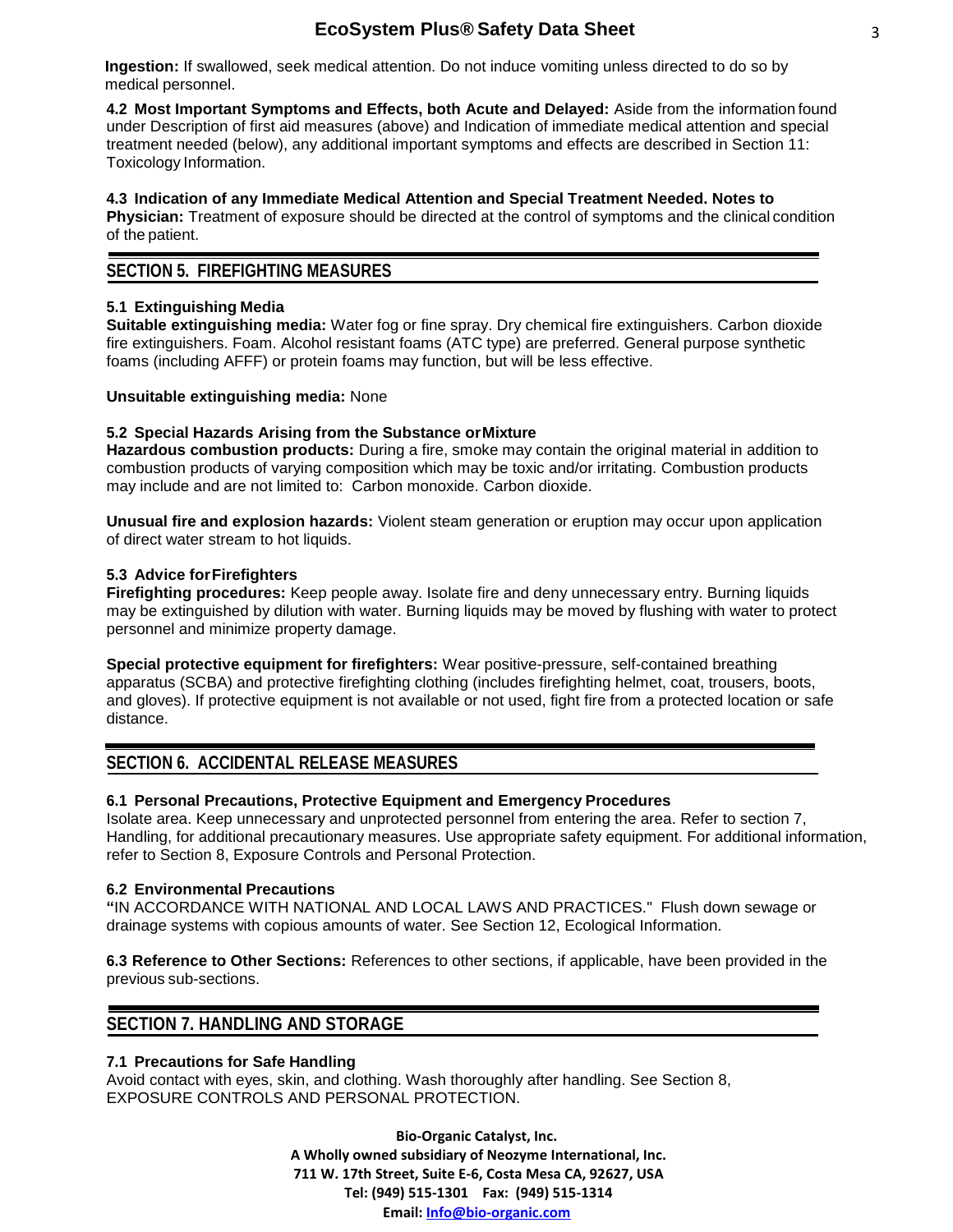**Ingestion:** If swallowed, seek medical attention. Do not induce vomiting unless directed to do so by medical personnel.

**4.2 Most Important Symptoms and Effects, both Acute and Delayed:** Aside from the information found under Description of first aid measures (above) and Indication of immediate medical attention and special treatment needed (below), any additional important symptoms and effects are described in Section 11: Toxicology Information.

**4.3 Indication of any Immediate Medical Attention and Special Treatment Needed. Notes to Physician:** Treatment of exposure should be directed at the control of symptoms and the clinical condition of the patient.

## SECTION 5. FIREFIGHTING MEASURES

**5.1 Extinguishing Media**

**Suitable extinguishing media:** Water fog or fine spray. Dry chemical fire extinguishers. Carbon dioxide fire extinguishers. Foam. Alcohol resistant foams (ATC type) are preferred. General purpose synthetic foams (including AFFF) or protein foams may function, but will be less effective.

**Unsuitable extinguishing media:** None

**5.2 Special Hazards Arising from the Substance or Mixture**

**Hazardous combustion products:** During a fire, smoke may contain the original material in addition to combustion products of varying composition which may be toxic and/or irritating. Combustion products may include and are not limited to: Carbon monoxide. Carbon dioxide.

**Unusual fire and explosion hazards:** Violent steam generation or eruption may occur upon application of direct water stream to hot liquids.

**5.3 Advice for Firefighters**

**Firefighting procedures:** Keep people away. Isolate fire and deny unnecessary entry. Burning liquids may be extinguished by dilution with water. Burning liquids may be moved by flushing with water to protect personnel and minimize property damage.

**Special protective equipment for firefighters:** Wear positive-pressure, self-contained breathing apparatus (SCBA) and protective firefighting clothing (includes firefighting helmet, coat, trousers, boots, and gloves). If protective equipment is not available or not used, fight fire from a protected location or safe distance.

## SECTION 6. ACCIDENTAL RELEASE MEASURES

**6.1 Personal Precautions, Protective Equipment and Emergency Procedures**

Isolate area. Keep unnecessary and unprotected personnel from entering the area. Refer to section 7, Handling, for additional precautionary measures. Use appropriate safety equipment. For additional information, refer to Section 8, Exposure Controls and Personal Protection.

**6.2 Environmental Precautions**

"IN ACCORDANCE WITH NATIONAL AND LOCAL LAWS AND PRACTICES." Flush down sewage or drainage systems with copious amounts of water. See Section 12, Ecological Information.

**6.3 Reference to Other Sections:** References to other sections, if applicable, have been provided in the previous sub-sections.

## SECTION 7. HANDLING AND STORAGE

**7.1 Precautions for Safe Handling**

Avoid contact with eyes, skin, and clothing. Wash thoroughly after handling. See Section 8, EXPOSURE CONTROLS AND PERSONAL PROTECTION.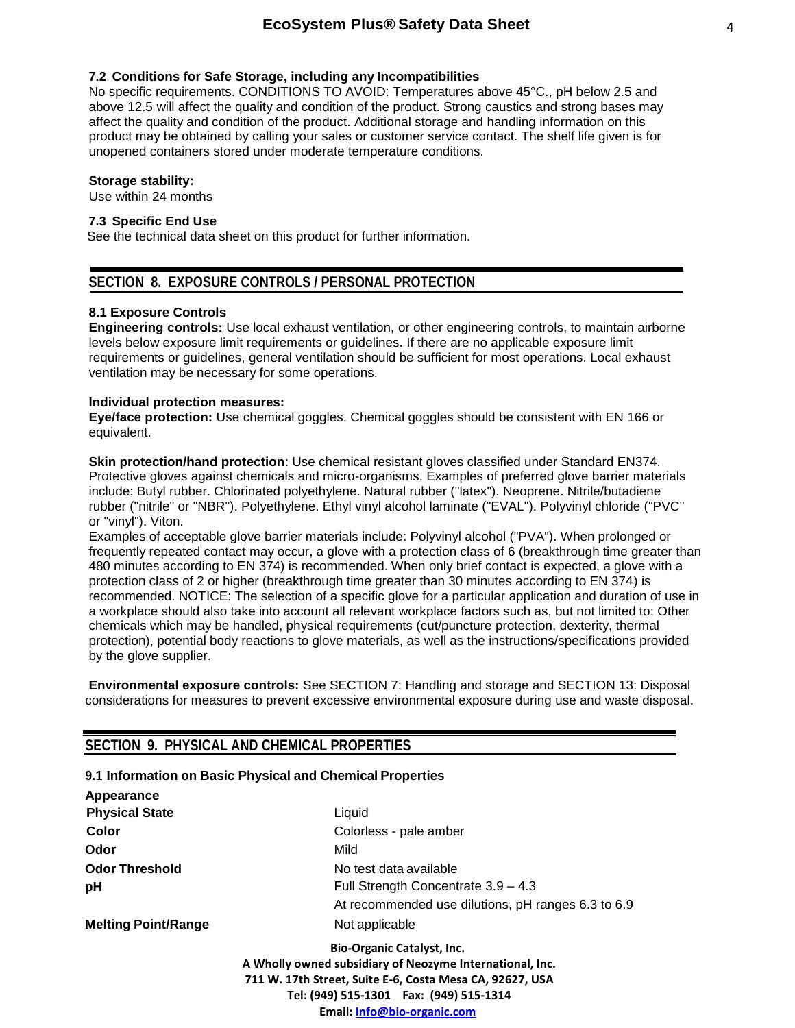### 7.2 Conditions for Safe Storage, including any Incompatibilities

No specific requirements. CONDITIONS TO AVOID: Temperatures above 45°C., pH below 2.5 and above 12.5 will affect the quality and condition of the product. Strong caustics and strong bases may affect the quality and condition of the product. Additional storage and handling information on this product may be obtained by calling your sales or customer service contact. The shelf life given is for unopened containers stored under moderate temperature conditions.

**Storage stability:**

Use within 24 months

### 7.3 Specific End Use

See the technical data sheet on this product for further information.

## SECTION 8. EXPOSURE CONTROLS / PERSONAL PROTECTION

### 8.1 Exposure Controls

**Engineering controls:** Use local exhaust ventilation, or other engineering controls, to maintain airborne levels below exposure limit requirements or guidelines. If there are no applicable exposure limit requirements or guidelines, general ventilation should be sufficient for most operations. Local exhaust ventilation may be necessary for some operations.

**Individual protection measures:**

**Eye/face protection:** Use chemical goggles. Chemical goggles should be consistent with EN 166 or equivalent.

**Skin protection/hand protection**: Use chemical resistant gloves classified under Standard EN374. Protective gloves against chemicals and micro-organisms. Examples of preferred glove barrier materials include: Butyl rubber. Chlorinated polyethylene. Natural rubber ("latex"). Neoprene. Nitrile/butadiene rubber ("nitrile" or "NBR"). Polyethylene. Ethyl vinyl alcohol laminate ("EVAL"). Polyvinyl chloride ("PVC" or "vinyl"). Viton.

Examples of acceptable glove barrier materials include: Polyvinyl alcohol ("PVA"). When prolonged or frequently repeated contact may occur, a glove with a protection class of 6 (breakthrough time greater than 480 minutes according to EN 374) is recommended. When only brief contact is expected, a glove with a protection class of 2 or higher (breakthrough time greater than 30 minutes according to EN 374) is recommended. NOTICE: The selection of a specific glove for a particular application and duration of use in a workplace should also take into account all relevant workplace factors such as, but not limited to: Other chemicals which may be handled, physical requirements (cut/puncture protection, dexterity, thermal protection), potential body reactions to glove materials, as well as the instructions/specifications provided by the glove supplier.

**Environmental exposure controls:** See SECTION 7: Handling and storage and SECTION 13: Disposal considerations for measures to prevent excessive environmental exposure during use and waste disposal.

## SECTION 9. PHYSICAL AND CHEMICAL PROPERTIES

### 9.1 Information on Basic Physical and Chemical Properties

| **Appearance** | |
|---|---|
| **Physical State** | Liquid |
| **Color** | Colorless - pale amber |
| **Odor** | Mild |
| **Odor Threshold** | No test data available |
| **pH** | Full Strength Concentrate 3.9 – 4.3<br>At recommended use dilutions, pH ranges 6.3 to 6.9 |
| **Melting Point/Range** | Not applicable |

**Bio-Organic Catalyst, Inc.**
**A Wholly owned subsidiary of Neozyme International, Inc.**
**711 W. 17th Street, Suite E-6, Costa Mesa CA, 92627, USA**
**Tel: (949) 515-1301 Fax: (949) 515-1314**
**Email: Info@bio-organic.com**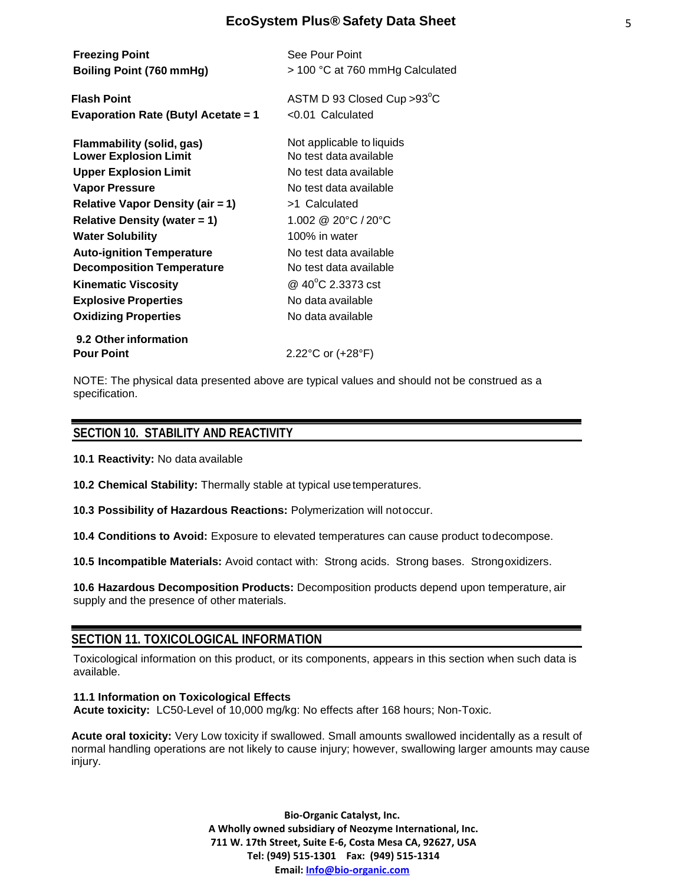| | |
|---|---|
| **Freezing Point** | See Pour Point |
| **Boiling Point (760 mmHg)** | > 100 °C at 760 mmHg Calculated |
| **Flash Point** | ASTM D 93 Closed Cup >93°C |
| **Evaporation Rate (Butyl Acetate = 1** | <0.01 Calculated |
| **Flammability (solid, gas)** | Not applicable to liquids |
| **Lower Explosion Limit** | No test data available |
| **Upper Explosion Limit** | No test data available |
| **Vapor Pressure** | No test data available |
| **Relative Vapor Density (air = 1)** | >1 Calculated |
| **Relative Density (water = 1)** | 1.002 @ 20°C / 20°C |
| **Water Solubility** | 100% in water |
| **Auto-ignition Temperature** | No test data available |
| **Decomposition Temperature** | No test data available |
| **Kinematic Viscosity** | @ 40°C 2.3373 cst |
| **Explosive Properties** | No data available |
| **Oxidizing Properties** | No data available |

**9.2 Other information**

| | |
|---|---|
| **Pour Point** | 2.22°C or (+28°F) |

NOTE: The physical data presented above are typical values and should not be construed as a specification.

## SECTION 10. STABILITY AND REACTIVITY

**10.1 Reactivity:** No data available

**10.2 Chemical Stability:** Thermally stable at typical use temperatures.

**10.3 Possibility of Hazardous Reactions:** Polymerization will not occur.

**10.4 Conditions to Avoid:** Exposure to elevated temperatures can cause product to decompose.

**10.5 Incompatible Materials:** Avoid contact with: Strong acids. Strong bases. Strong oxidizers.

**10.6 Hazardous Decomposition Products:** Decomposition products depend upon temperature, air supply and the presence of other materials.

## SECTION 11. TOXICOLOGICAL INFORMATION

Toxicological information on this product, or its components, appears in this section when such data is available.

**11.1 Information on Toxicological Effects**
**Acute toxicity:** LC50-Level of 10,000 mg/kg: No effects after 168 hours; Non-Toxic.

**Acute oral toxicity:** Very Low toxicity if swallowed. Small amounts swallowed incidentally as a result of normal handling operations are not likely to cause injury; however, swallowing larger amounts may cause injury.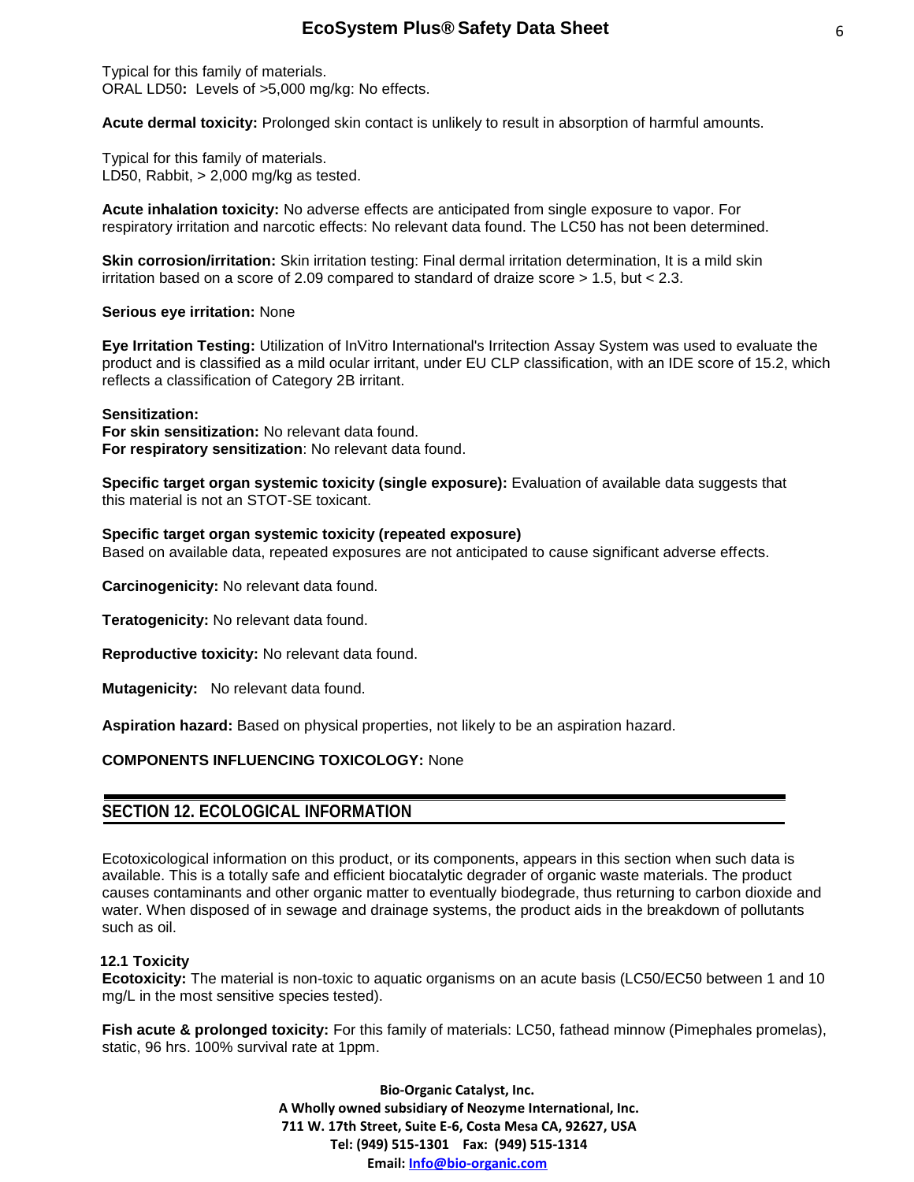Typical for this family of materials.
ORAL LD50**:** Levels of >5,000 mg/kg: No effects.

**Acute dermal toxicity:** Prolonged skin contact is unlikely to result in absorption of harmful amounts.

Typical for this family of materials.
LD50, Rabbit, > 2,000 mg/kg as tested.

**Acute inhalation toxicity:** No adverse effects are anticipated from single exposure to vapor. For respiratory irritation and narcotic effects: No relevant data found. The LC50 has not been determined.

**Skin corrosion/irritation:** Skin irritation testing: Final dermal irritation determination, It is a mild skin irritation based on a score of 2.09 compared to standard of draize score > 1.5, but < 2.3.

**Serious eye irritation:** None

**Eye Irritation Testing:** Utilization of InVitro International's Irritection Assay System was used to evaluate the product and is classified as a mild ocular irritant, under EU CLP classification, with an IDE score of 15.2, which reflects a classification of Category 2B irritant.

**Sensitization:**
**For skin sensitization:** No relevant data found.
**For respiratory sensitization**: No relevant data found.

**Specific target organ systemic toxicity (single exposure):** Evaluation of available data suggests that this material is not an STOT-SE toxicant.

**Specific target organ systemic toxicity (repeated exposure)**
Based on available data, repeated exposures are not anticipated to cause significant adverse effects.

**Carcinogenicity:** No relevant data found.

**Teratogenicity:** No relevant data found.

**Reproductive toxicity:** No relevant data found.

**Mutagenicity:** No relevant data found.

**Aspiration hazard:** Based on physical properties, not likely to be an aspiration hazard.

**COMPONENTS INFLUENCING TOXICOLOGY:** None

## SECTION 12. ECOLOGICAL INFORMATION

Ecotoxicological information on this product, or its components, appears in this section when such data is available. This is a totally safe and efficient biocatalytic degrader of organic waste materials. The product causes contaminants and other organic matter to eventually biodegrade, thus returning to carbon dioxide and water. When disposed of in sewage and drainage systems, the product aids in the breakdown of pollutants such as oil.

### 12.1 Toxicity

**Ecotoxicity:** The material is non-toxic to aquatic organisms on an acute basis (LC50/EC50 between 1 and 10 mg/L in the most sensitive species tested).

**Fish acute & prolonged toxicity:** For this family of materials: LC50, fathead minnow (Pimephales promelas), static, 96 hrs. 100% survival rate at 1ppm.

**Bio-Organic Catalyst, Inc.**
**A Wholly owned subsidiary of Neozyme International, Inc.**
**711 W. 17th Street, Suite E-6, Costa Mesa CA, 92627, USA**
**Tel: (949) 515-1301 Fax: (949) 515-1314**
**Email: Info@bio-organic.com**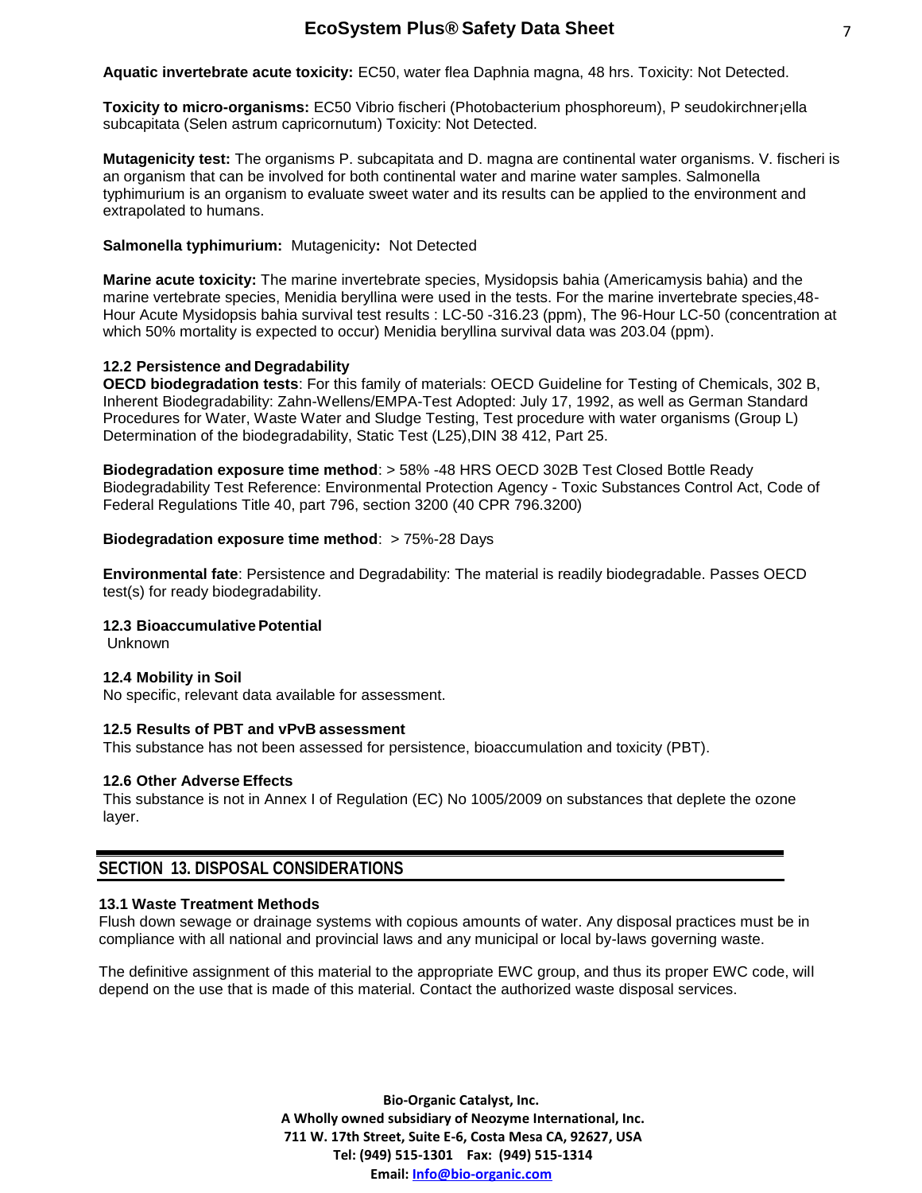**Aquatic invertebrate acute toxicity:** EC50, water flea Daphnia magna, 48 hrs. Toxicity: Not Detected.

**Toxicity to micro-organisms:** EC50 Vibrio fischeri (Photobacterium phosphoreum), P seudokirchner¡ella subcapitata (Selen astrum capricornutum) Toxicity: Not Detected.

**Mutagenicity test:** The organisms P. subcapitata and D. magna are continental water organisms. V. fischeri is an organism that can be involved for both continental water and marine water samples. Salmonella typhimurium is an organism to evaluate sweet water and its results can be applied to the environment and extrapolated to humans.

**Salmonella typhimurium:** Mutagenicity**:** Not Detected

**Marine acute toxicity:** The marine invertebrate species, Mysidopsis bahia (Americamysis bahia) and the marine vertebrate species, Menidia beryllina were used in the tests. For the marine invertebrate species,48-Hour Acute Mysidopsis bahia survival test results : LC-50 -316.23 (ppm), The 96-Hour LC-50 (concentration at which 50% mortality is expected to occur) Menidia beryllina survival data was 203.04 (ppm).

### 12.2 Persistence and Degradability

**OECD biodegradation tests**: For this family of materials: OECD Guideline for Testing of Chemicals, 302 B, Inherent Biodegradability: Zahn-Wellens/EMPA-Test Adopted: July 17, 1992, as well as German Standard Procedures for Water, Waste Water and Sludge Testing, Test procedure with water organisms (Group L) Determination of the biodegradability, Static Test (L25),DIN 38 412, Part 25.

**Biodegradation exposure time method**: > 58% -48 HRS OECD 302B Test Closed Bottle Ready Biodegradability Test Reference: Environmental Protection Agency - Toxic Substances Control Act, Code of Federal Regulations Title 40, part 796, section 3200 (40 CPR 796.3200)

**Biodegradation exposure time method**: > 75%-28 Days

**Environmental fate**: Persistence and Degradability: The material is readily biodegradable. Passes OECD test(s) for ready biodegradability.

### 12.3 Bioaccumulative Potential

Unknown

### 12.4 Mobility in Soil

No specific, relevant data available for assessment.

### 12.5 Results of PBT and vPvB assessment

This substance has not been assessed for persistence, bioaccumulation and toxicity (PBT).

### 12.6 Other Adverse Effects

This substance is not in Annex I of Regulation (EC) No 1005/2009 on substances that deplete the ozone layer.

## SECTION 13. DISPOSAL CONSIDERATIONS

### 13.1 Waste Treatment Methods

Flush down sewage or drainage systems with copious amounts of water. Any disposal practices must be in compliance with all national and provincial laws and any municipal or local by-laws governing waste.

The definitive assignment of this material to the appropriate EWC group, and thus its proper EWC code, will depend on the use that is made of this material. Contact the authorized waste disposal services.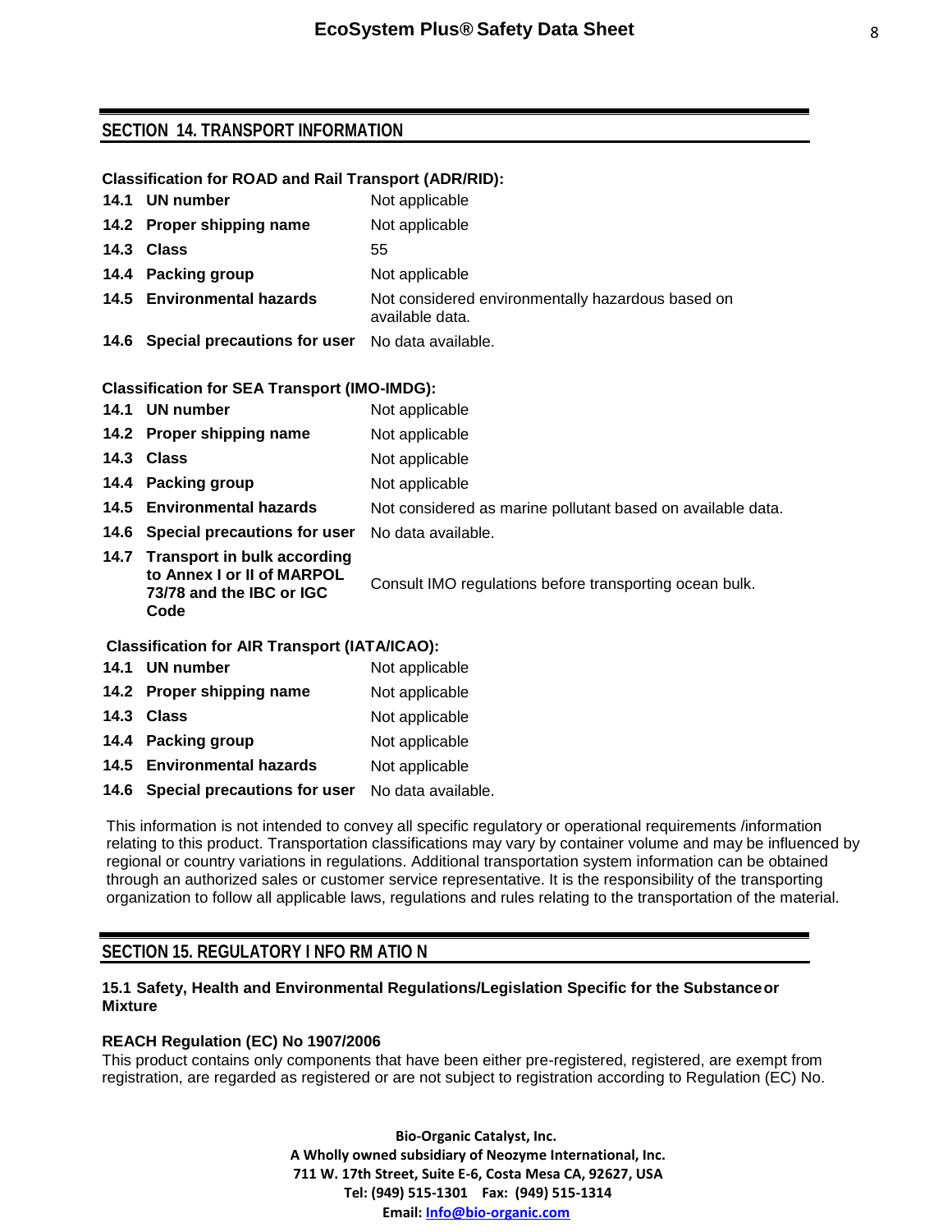## SECTION 14. TRANSPORT INFORMATION

**Classification for ROAD and Rail Transport (ADR/RID):**

| | |
|---|---|
| **14.1 UN number** | Not applicable |
| **14.2 Proper shipping name** | Not applicable |
| **14.3 Class** | 55 |
| **14.4 Packing group** | Not applicable |
| **14.5 Environmental hazards** | Not considered environmentally hazardous based on available data. |
| **14.6 Special precautions for user** | No data available. |

**Classification for SEA Transport (IMO-IMDG):**

| | |
|---|---|
| **14.1 UN number** | Not applicable |
| **14.2 Proper shipping name** | Not applicable |
| **14.3 Class** | Not applicable |
| **14.4 Packing group** | Not applicable |
| **14.5 Environmental hazards** | Not considered as marine pollutant based on available data. |
| **14.6 Special precautions for user** | No data available. |
| **14.7 Transport in bulk according to Annex I or II of MARPOL 73/78 and the IBC or IGC Code** | Consult IMO regulations before transporting ocean bulk. |

**Classification for AIR Transport (IATA/ICAO):**

| | |
|---|---|
| **14.1 UN number** | Not applicable |
| **14.2 Proper shipping name** | Not applicable |
| **14.3 Class** | Not applicable |
| **14.4 Packing group** | Not applicable |
| **14.5 Environmental hazards** | Not applicable |
| **14.6 Special precautions for user** | No data available. |

This information is not intended to convey all specific regulatory or operational requirements /information relating to this product. Transportation classifications may vary by container volume and may be influenced by regional or country variations in regulations. Additional transportation system information can be obtained through an authorized sales or customer service representative. It is the responsibility of the transporting organization to follow all applicable laws, regulations and rules relating to the transportation of the material.

## SECTION 15. REGULATORY INFORMATION

**15.1 Safety, Health and Environmental Regulations/Legislation Specific for the Substance or Mixture**

**REACH Regulation (EC) No 1907/2006**

This product contains only components that have been either pre-registered, registered, are exempt from registration, are regarded as registered or are not subject to registration according to Regulation (EC) No.

**Bio-Organic Catalyst, Inc.**
**A Wholly owned subsidiary of Neozyme International, Inc.**
**711 W. 17th Street, Suite E-6, Costa Mesa CA, 92627, USA**
**Tel: (949) 515-1301 Fax: (949) 515-1314**
**Email: Info@bio-organic.com**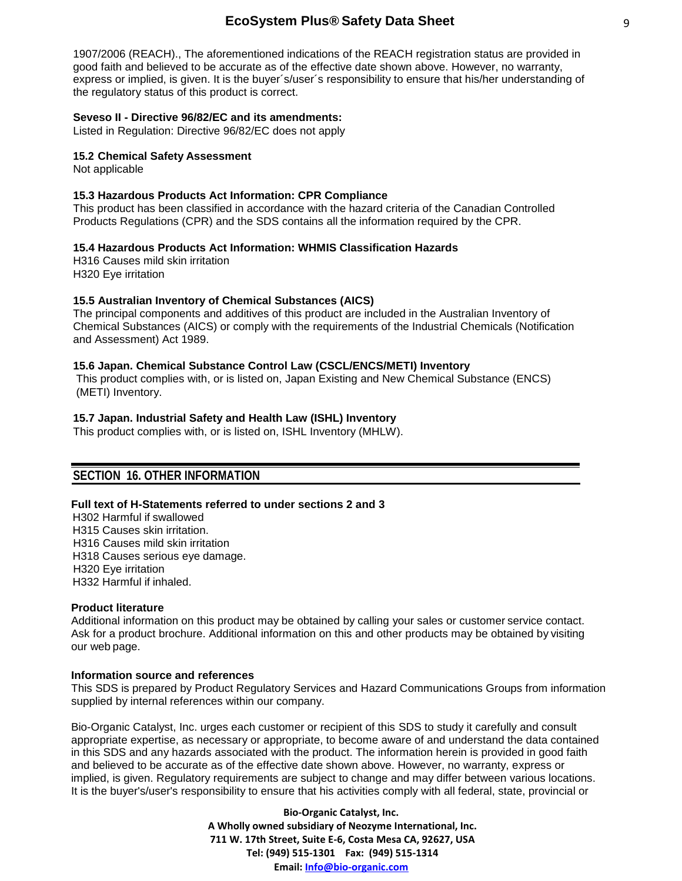1907/2006 (REACH)., The aforementioned indications of the REACH registration status are provided in good faith and believed to be accurate as of the effective date shown above. However, no warranty, express or implied, is given. It is the buyer´s/user´s responsibility to ensure that his/her understanding of the regulatory status of this product is correct.

**Seveso II - Directive 96/82/EC and its amendments:**
Listed in Regulation: Directive 96/82/EC does not apply

**15.2 Chemical Safety Assessment**
Not applicable

**15.3 Hazardous Products Act Information: CPR Compliance**
This product has been classified in accordance with the hazard criteria of the Canadian Controlled Products Regulations (CPR) and the SDS contains all the information required by the CPR.

**15.4 Hazardous Products Act Information: WHMIS Classification Hazards**
H316 Causes mild skin irritation
H320 Eye irritation

**15.5 Australian Inventory of Chemical Substances (AICS)**
The principal components and additives of this product are included in the Australian Inventory of Chemical Substances (AICS) or comply with the requirements of the Industrial Chemicals (Notification and Assessment) Act 1989.

**15.6 Japan. Chemical Substance Control Law (CSCL/ENCS/METI) Inventory**
This product complies with, or is listed on, Japan Existing and New Chemical Substance (ENCS) (METI) Inventory.

**15.7 Japan. Industrial Safety and Health Law (ISHL) Inventory**
This product complies with, or is listed on, ISHL Inventory (MHLW).

## SECTION 16. OTHER INFORMATION

**Full text of H-Statements referred to under sections 2 and 3**
H302 Harmful if swallowed
H315 Causes skin irritation.
H316 Causes mild skin irritation
H318 Causes serious eye damage.
H320 Eye irritation
H332 Harmful if inhaled.

**Product literature**
Additional information on this product may be obtained by calling your sales or customer service contact. Ask for a product brochure. Additional information on this and other products may be obtained by visiting our web page.

**Information source and references**
This SDS is prepared by Product Regulatory Services and Hazard Communications Groups from information supplied by internal references within our company.

Bio-Organic Catalyst, Inc. urges each customer or recipient of this SDS to study it carefully and consult appropriate expertise, as necessary or appropriate, to become aware of and understand the data contained in this SDS and any hazards associated with the product. The information herein is provided in good faith and believed to be accurate as of the effective date shown above. However, no warranty, express or implied, is given. Regulatory requirements are subject to change and may differ between various locations. It is the buyer's/user's responsibility to ensure that his activities comply with all federal, state, provincial or

**Bio-Organic Catalyst, Inc.**
**A Wholly owned subsidiary of Neozyme International, Inc.**
**711 W. 17th Street, Suite E-6, Costa Mesa CA, 92627, USA**
**Tel: (949) 515-1301 Fax: (949) 515-1314**
**Email: Info@bio-organic.com**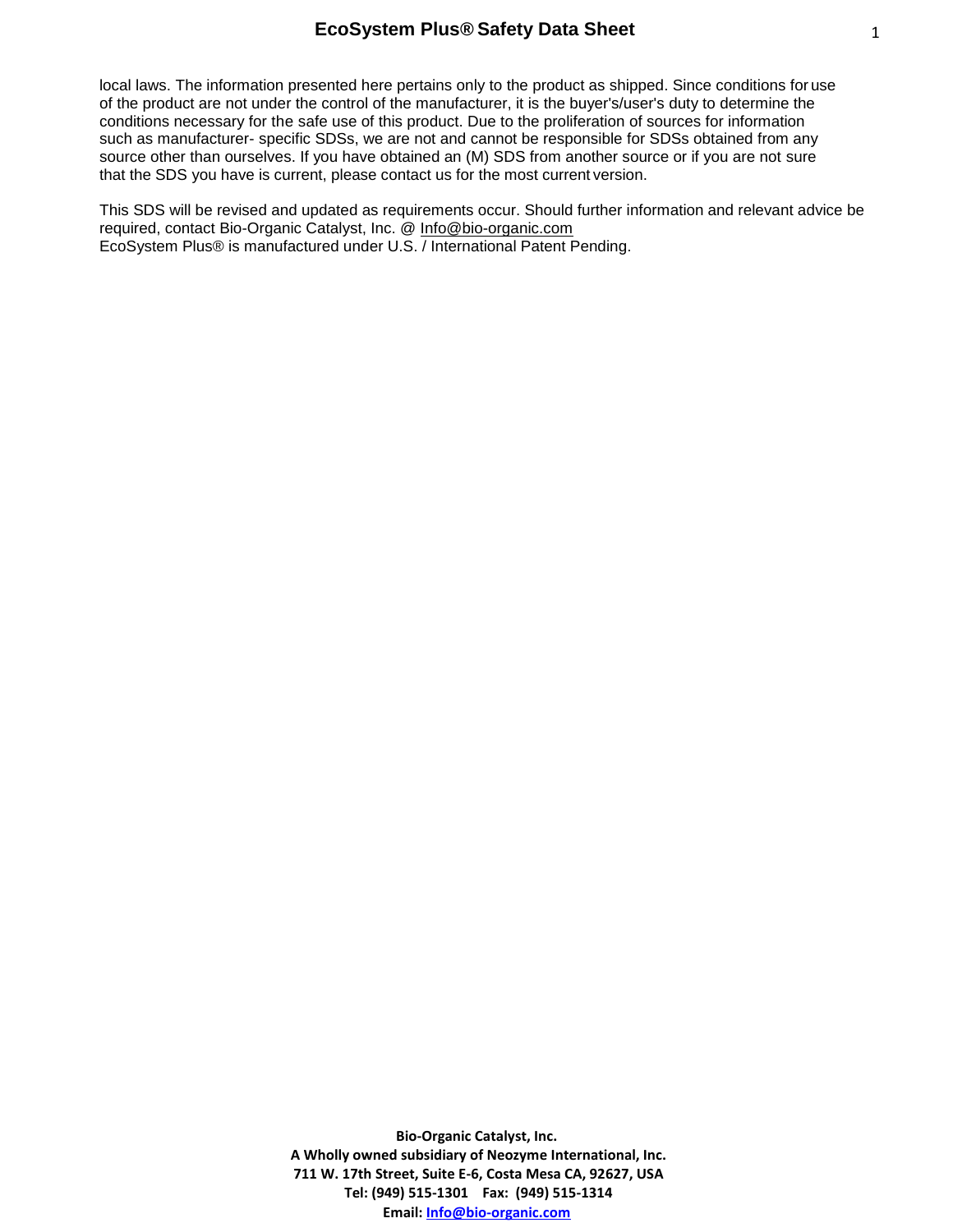local laws. The information presented here pertains only to the product as shipped. Since conditions for use of the product are not under the control of the manufacturer, it is the buyer's/user's duty to determine the conditions necessary for the safe use of this product. Due to the proliferation of sources for information such as manufacturer- specific SDSs, we are not and cannot be responsible for SDSs obtained from any source other than ourselves. If you have obtained an (M) SDS from another source or if you are not sure that the SDS you have is current, please contact us for the most current version.

This SDS will be revised and updated as requirements occur. Should further information and relevant advice be required, contact Bio-Organic Catalyst, Inc. @ Info@bio-organic.com
EcoSystem Plus® is manufactured under U.S. / International Patent Pending.